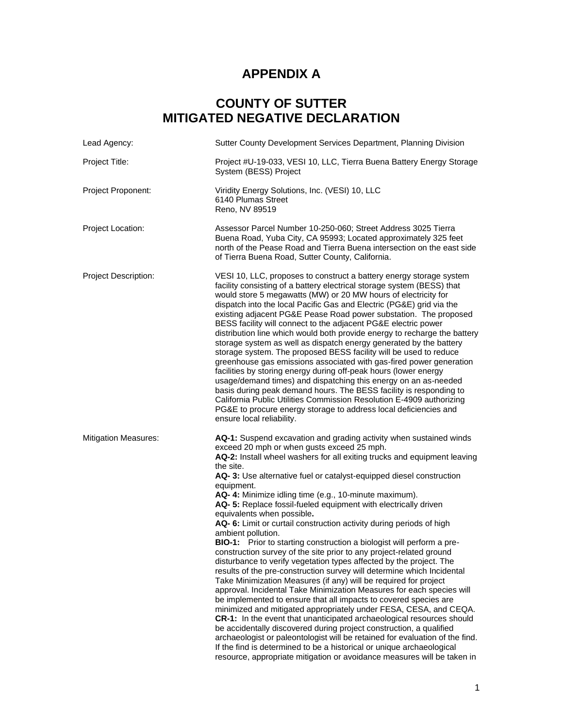# APPENDIX A

# COUNTY OF SUTTER
# MITIGATED NEGATIVE DECLARATION

| | |
|---|---|
| Lead Agency: | Sutter County Development Services Department, Planning Division |
| Project Title: | Project #U-19-033, VESI 10, LLC, Tierra Buena Battery Energy Storage System (BESS) Project |
| Project Proponent: | Viridity Energy Solutions, Inc. (VESI) 10, LLC<br>6140 Plumas Street<br>Reno, NV 89519 |
| Project Location: | Assessor Parcel Number 10-250-060; Street Address 3025 Tierra Buena Road, Yuba City, CA 95993; Located approximately 325 feet north of the Pease Road and Tierra Buena intersection on the east side of Tierra Buena Road, Sutter County, California. |
| Project Description: | VESI 10, LLC, proposes to construct a battery energy storage system facility consisting of a battery electrical storage system (BESS) that would store 5 megawatts (MW) or 20 MW hours of electricity for dispatch into the local Pacific Gas and Electric (PG&E) grid via the existing adjacent PG&E Pease Road power substation. The proposed BESS facility will connect to the adjacent PG&E electric power distribution line which would both provide energy to recharge the battery storage system as well as dispatch energy generated by the battery storage system. The proposed BESS facility will be used to reduce greenhouse gas emissions associated with gas-fired power generation facilities by storing energy during off-peak hours (lower energy usage/demand times) and dispatching this energy on an as-needed basis during peak demand hours. The BESS facility is responding to California Public Utilities Commission Resolution E-4909 authorizing PG&E to procure energy storage to address local deficiencies and ensure local reliability. |
| Mitigation Measures: | **AQ-1:** Suspend excavation and grading activity when sustained winds exceed 20 mph or when gusts exceed 25 mph.<br>**AQ-2:** Install wheel washers for all exiting trucks and equipment leaving the site.<br>**AQ- 3:** Use alternative fuel or catalyst-equipped diesel construction equipment.<br>**AQ- 4:** Minimize idling time (e.g., 10-minute maximum).<br>**AQ- 5:** Replace fossil-fueled equipment with electrically driven equivalents when possible**.**<br>**AQ- 6:** Limit or curtail construction activity during periods of high ambient pollution.<br>**BIO-1:** Prior to starting construction a biologist will perform a pre-construction survey of the site prior to any project-related ground disturbance to verify vegetation types affected by the project. The results of the pre-construction survey will determine which Incidental Take Minimization Measures (if any) will be required for project approval. Incidental Take Minimization Measures for each species will be implemented to ensure that all impacts to covered species are minimized and mitigated appropriately under FESA, CESA, and CEQA.<br>**CR-1:** In the event that unanticipated archaeological resources should be accidentally discovered during project construction, a qualified archaeologist or paleontologist will be retained for evaluation of the find. If the find is determined to be a historical or unique archaeological resource, appropriate mitigation or avoidance measures will be taken in |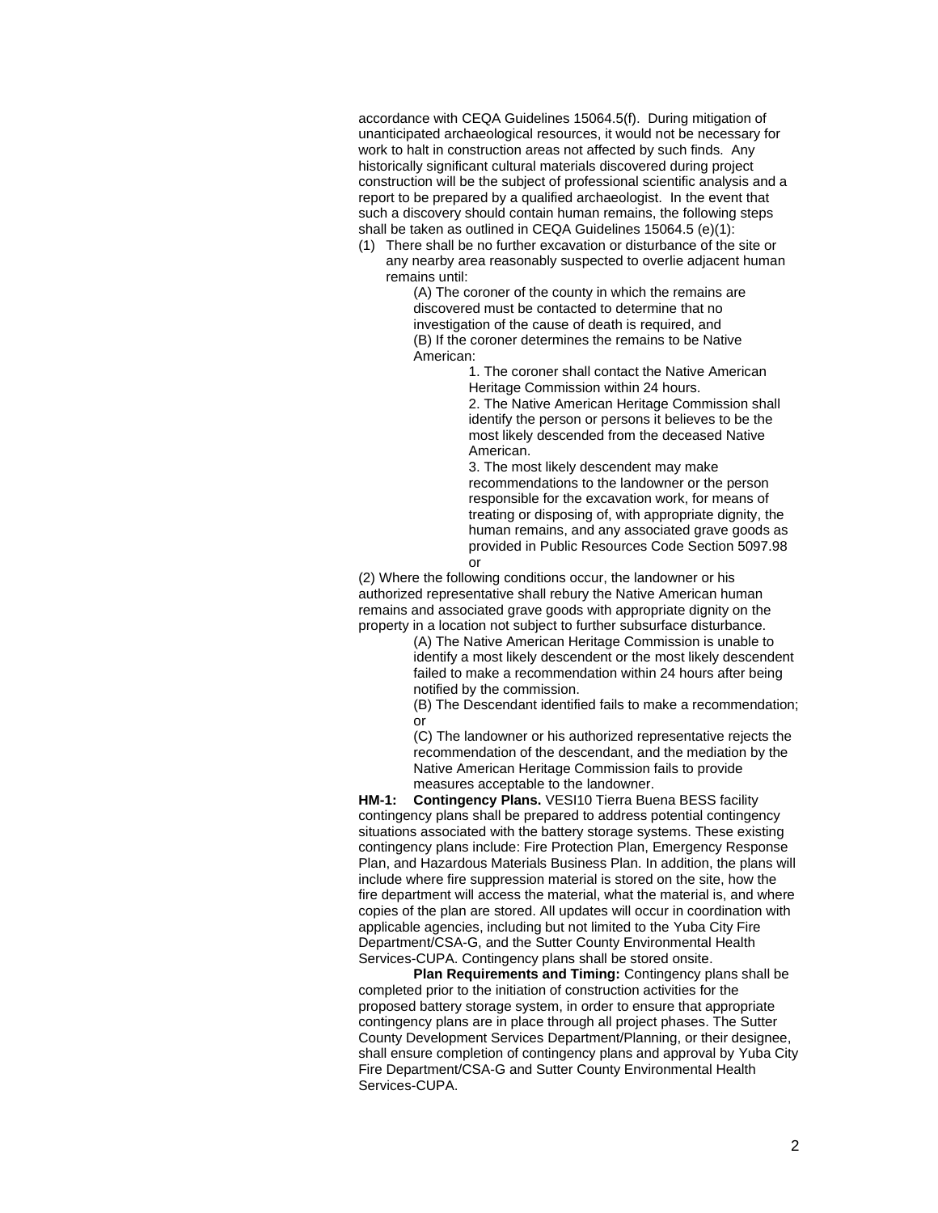accordance with CEQA Guidelines 15064.5(f). During mitigation of unanticipated archaeological resources, it would not be necessary for work to halt in construction areas not affected by such finds. Any historically significant cultural materials discovered during project construction will be the subject of professional scientific analysis and a report to be prepared by a qualified archaeologist. In the event that such a discovery should contain human remains, the following steps shall be taken as outlined in CEQA Guidelines 15064.5 (e)(1):

(1) There shall be no further excavation or disturbance of the site or any nearby area reasonably suspected to overlie adjacent human remains until:

    (A) The coroner of the county in which the remains are discovered must be contacted to determine that no investigation of the cause of death is required, and

    (B) If the coroner determines the remains to be Native American:

        1. The coroner shall contact the Native American Heritage Commission within 24 hours.

        2. The Native American Heritage Commission shall identify the person or persons it believes to be the most likely descended from the deceased Native American.

        3. The most likely descendent may make recommendations to the landowner or the person responsible for the excavation work, for means of treating or disposing of, with appropriate dignity, the human remains, and any associated grave goods as provided in Public Resources Code Section 5097.98 or

(2) Where the following conditions occur, the landowner or his authorized representative shall rebury the Native American human remains and associated grave goods with appropriate dignity on the property in a location not subject to further subsurface disturbance.

    (A) The Native American Heritage Commission is unable to identify a most likely descendent or the most likely descendent failed to make a recommendation within 24 hours after being notified by the commission.

    (B) The Descendant identified fails to make a recommendation; or

    (C) The landowner or his authorized representative rejects the recommendation of the descendant, and the mediation by the Native American Heritage Commission fails to provide measures acceptable to the landowner.

**HM-1: Contingency Plans.** VESI10 Tierra Buena BESS facility contingency plans shall be prepared to address potential contingency situations associated with the battery storage systems. These existing contingency plans include: Fire Protection Plan, Emergency Response Plan, and Hazardous Materials Business Plan. In addition, the plans will include where fire suppression material is stored on the site, how the fire department will access the material, what the material is, and where copies of the plan are stored. All updates will occur in coordination with applicable agencies, including but not limited to the Yuba City Fire Department/CSA-G, and the Sutter County Environmental Health Services-CUPA. Contingency plans shall be stored onsite.

**Plan Requirements and Timing:** Contingency plans shall be completed prior to the initiation of construction activities for the proposed battery storage system, in order to ensure that appropriate contingency plans are in place through all project phases. The Sutter County Development Services Department/Planning, or their designee, shall ensure completion of contingency plans and approval by Yuba City Fire Department/CSA-G and Sutter County Environmental Health Services-CUPA.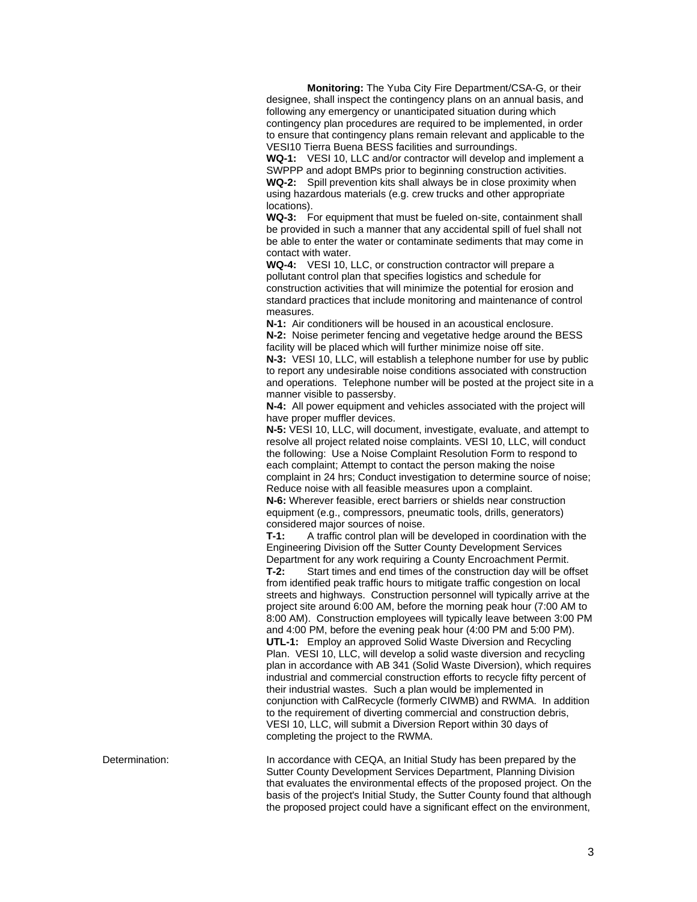**Monitoring:** The Yuba City Fire Department/CSA-G, or their designee, shall inspect the contingency plans on an annual basis, and following any emergency or unanticipated situation during which contingency plan procedures are required to be implemented, in order to ensure that contingency plans remain relevant and applicable to the VESI10 Tierra Buena BESS facilities and surroundings.

**WQ-1:** VESI 10, LLC and/or contractor will develop and implement a SWPPP and adopt BMPs prior to beginning construction activities.

**WQ-2:** Spill prevention kits shall always be in close proximity when using hazardous materials (e.g. crew trucks and other appropriate locations).

**WQ-3:** For equipment that must be fueled on-site, containment shall be provided in such a manner that any accidental spill of fuel shall not be able to enter the water or contaminate sediments that may come in contact with water.

**WQ-4:** VESI 10, LLC, or construction contractor will prepare a pollutant control plan that specifies logistics and schedule for construction activities that will minimize the potential for erosion and standard practices that include monitoring and maintenance of control measures.

**N-1:** Air conditioners will be housed in an acoustical enclosure.

**N-2:** Noise perimeter fencing and vegetative hedge around the BESS facility will be placed which will further minimize noise off site.

**N-3:** VESI 10, LLC, will establish a telephone number for use by public to report any undesirable noise conditions associated with construction and operations. Telephone number will be posted at the project site in a manner visible to passersby.

**N-4:** All power equipment and vehicles associated with the project will have proper muffler devices.

**N-5:** VESI 10, LLC, will document, investigate, evaluate, and attempt to resolve all project related noise complaints. VESI 10, LLC, will conduct the following: Use a Noise Complaint Resolution Form to respond to each complaint; Attempt to contact the person making the noise complaint in 24 hrs; Conduct investigation to determine source of noise; Reduce noise with all feasible measures upon a complaint.

**N-6:** Wherever feasible, erect barriers or shields near construction equipment (e.g., compressors, pneumatic tools, drills, generators) considered major sources of noise.

**T-1:** A traffic control plan will be developed in coordination with the Engineering Division off the Sutter County Development Services Department for any work requiring a County Encroachment Permit.

**T-2:** Start times and end times of the construction day will be offset from identified peak traffic hours to mitigate traffic congestion on local streets and highways. Construction personnel will typically arrive at the project site around 6:00 AM, before the morning peak hour (7:00 AM to 8:00 AM). Construction employees will typically leave between 3:00 PM and 4:00 PM, before the evening peak hour (4:00 PM and 5:00 PM).

**UTL-1:** Employ an approved Solid Waste Diversion and Recycling Plan. VESI 10, LLC, will develop a solid waste diversion and recycling plan in accordance with AB 341 (Solid Waste Diversion), which requires industrial and commercial construction efforts to recycle fifty percent of their industrial wastes. Such a plan would be implemented in conjunction with CalRecycle (formerly CIWMB) and RWMA. In addition to the requirement of diverting commercial and construction debris, VESI 10, LLC, will submit a Diversion Report within 30 days of completing the project to the RWMA.

Determination: In accordance with CEQA, an Initial Study has been prepared by the Sutter County Development Services Department, Planning Division that evaluates the environmental effects of the proposed project. On the basis of the project's Initial Study, the Sutter County found that although the proposed project could have a significant effect on the environment,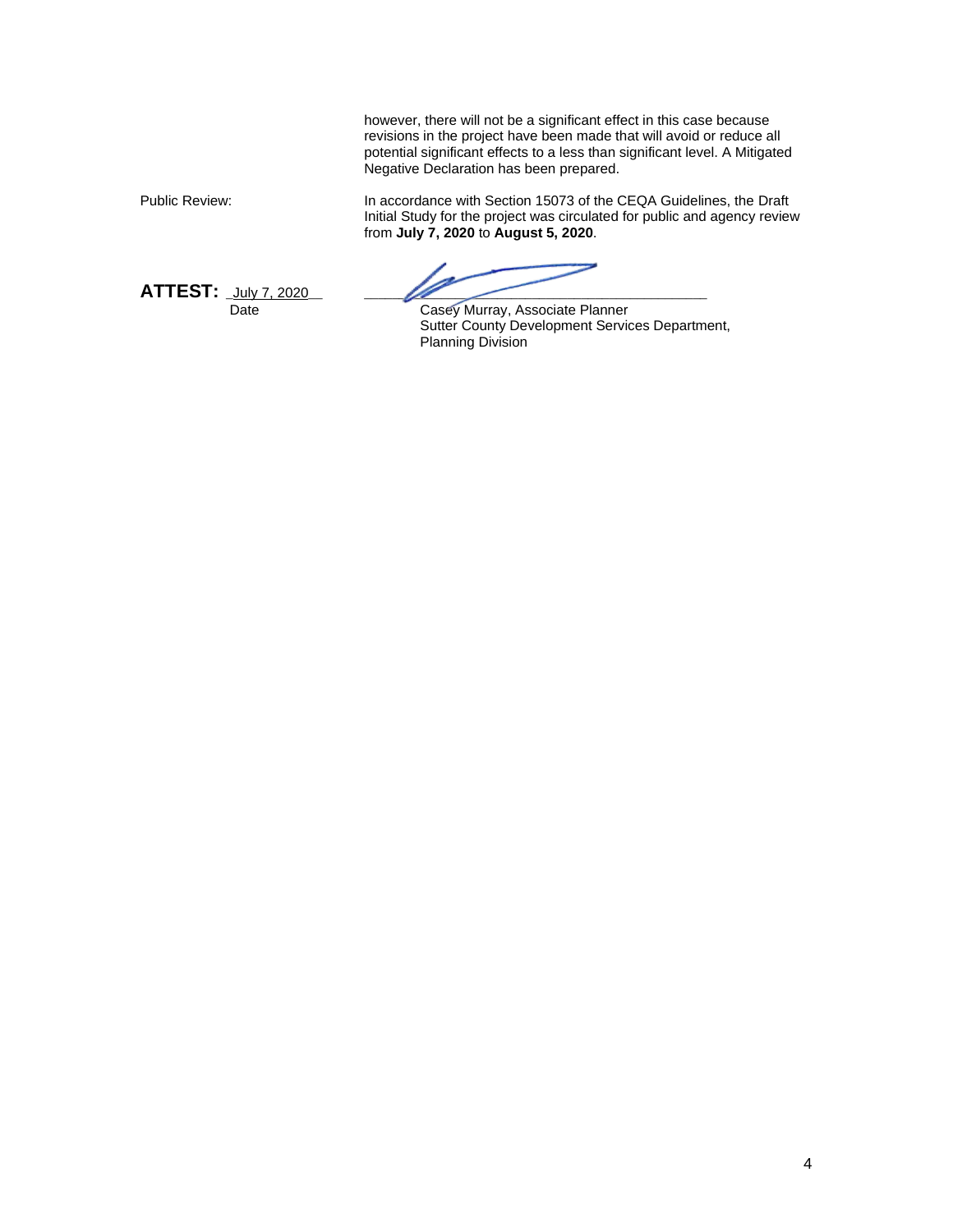however, there will not be a significant effect in this case because revisions in the project have been made that will avoid or reduce all potential significant effects to a less than significant level. A Mitigated Negative Declaration has been prepared.

Public Review: In accordance with Section 15073 of the CEQA Guidelines, the Draft Initial Study for the project was circulated for public and agency review from **July 7, 2020** to **August 5, 2020**.

**ATTEST:** July 7, 2020
Date

Casey Murray, Associate Planner
Sutter County Development Services Department, Planning Division